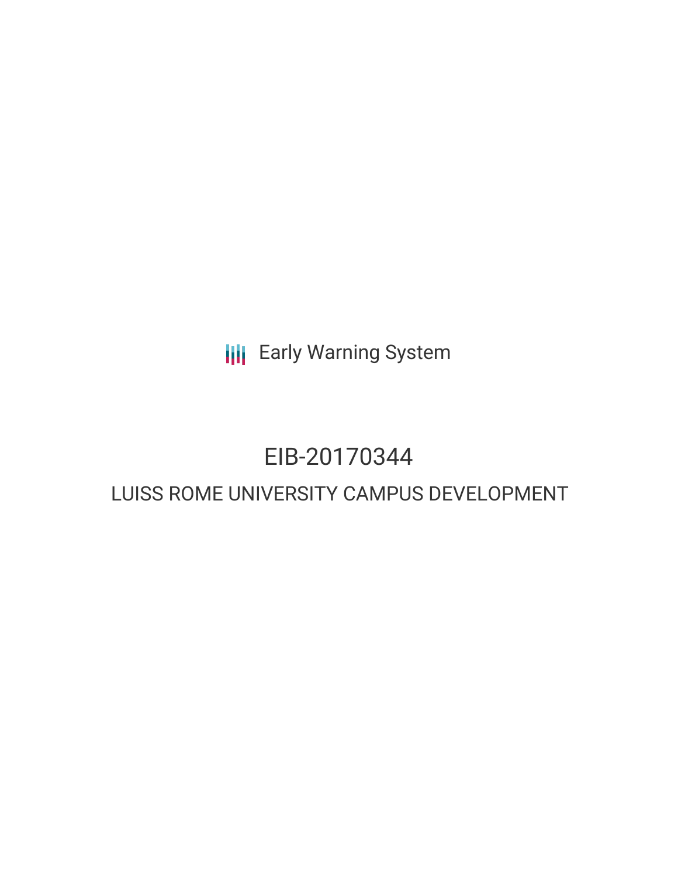Early Warning System

# EIB-20170344

## LUISS ROME UNIVERSITY CAMPUS DEVELOPMENT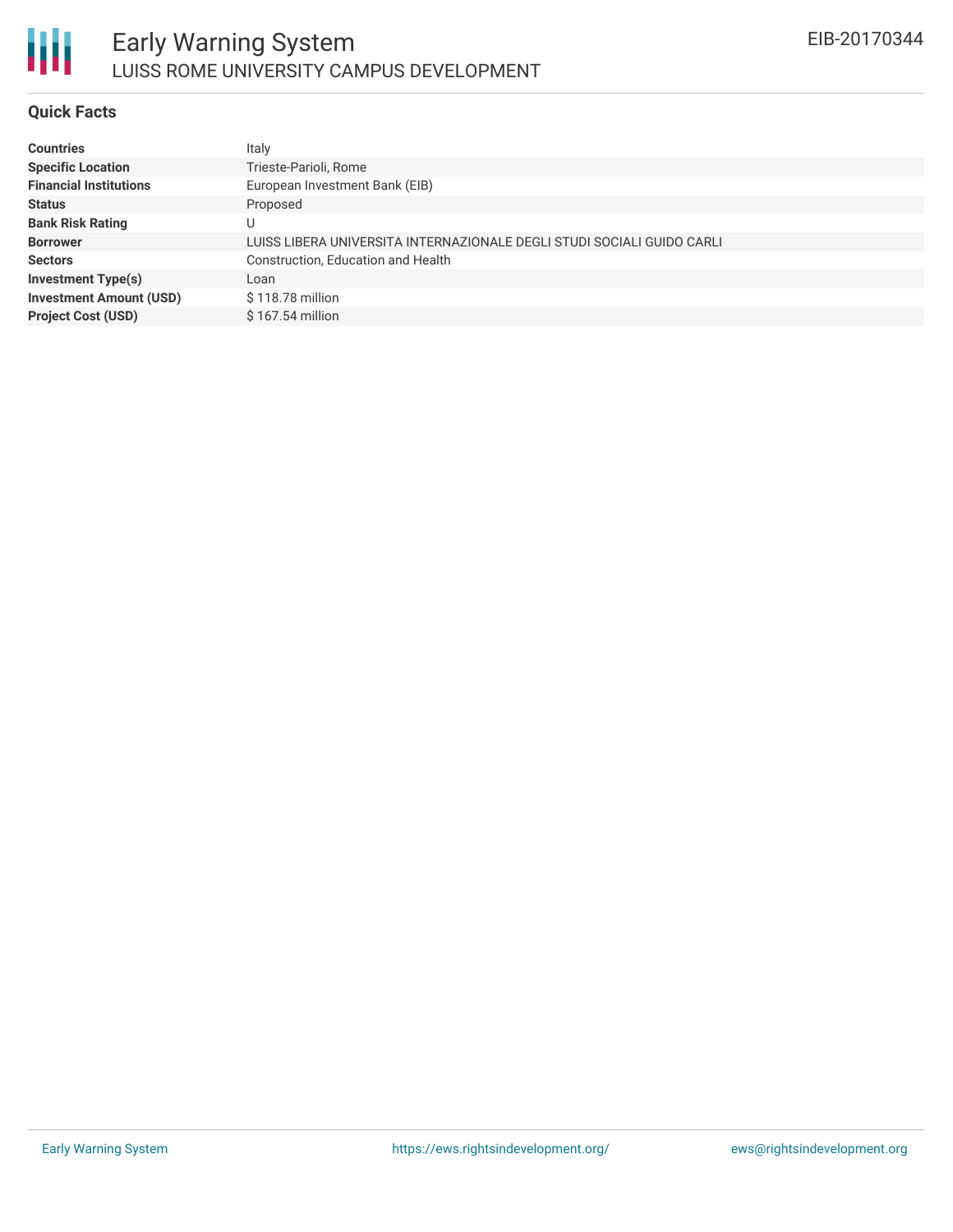# Early Warning System

## LUISS ROME UNIVERSITY CAMPUS DEVELOPMENT

EIB-20170344

### Quick Facts

| | |
|---|---|
| **Countries** | Italy |
| **Specific Location** | Trieste-Parioli, Rome |
| **Financial Institutions** | European Investment Bank (EIB) |
| **Status** | Proposed |
| **Bank Risk Rating** | U |
| **Borrower** | LUISS LIBERA UNIVERSITA INTERNAZIONALE DEGLI STUDI SOCIALI GUIDO CARLI |
| **Sectors** | Construction, Education and Health |
| **Investment Type(s)** | Loan |
| **Investment Amount (USD)** | $ 118.78 million |
| **Project Cost (USD)** | $ 167.54 million |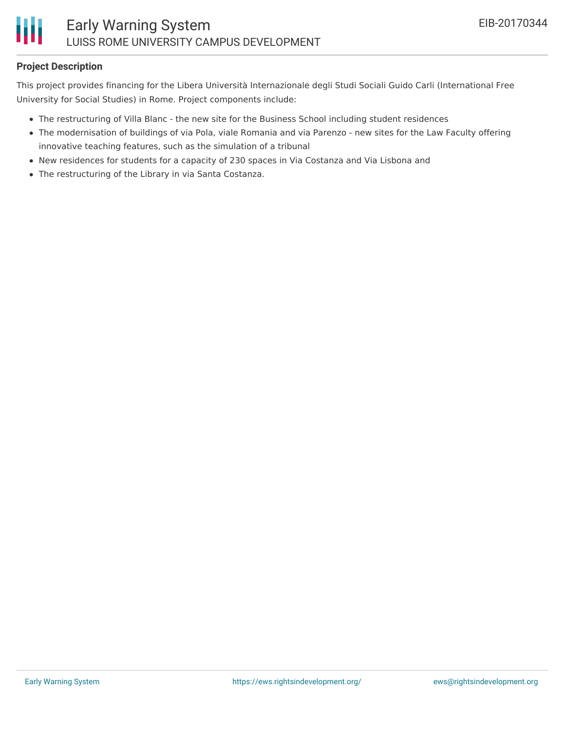## Project Description

This project provides financing for the Libera Università Internazionale degli Studi Sociali Guido Carli (International Free University for Social Studies) in Rome. Project components include:

- The restructuring of Villa Blanc - the new site for the Business School including student residences
- The modernisation of buildings of via Pola, viale Romania and via Parenzo - new sites for the Law Faculty offering innovative teaching features, such as the simulation of a tribunal
- New residences for students for a capacity of 230 spaces in Via Costanza and Via Lisbona and
- The restructuring of the Library in via Santa Costanza.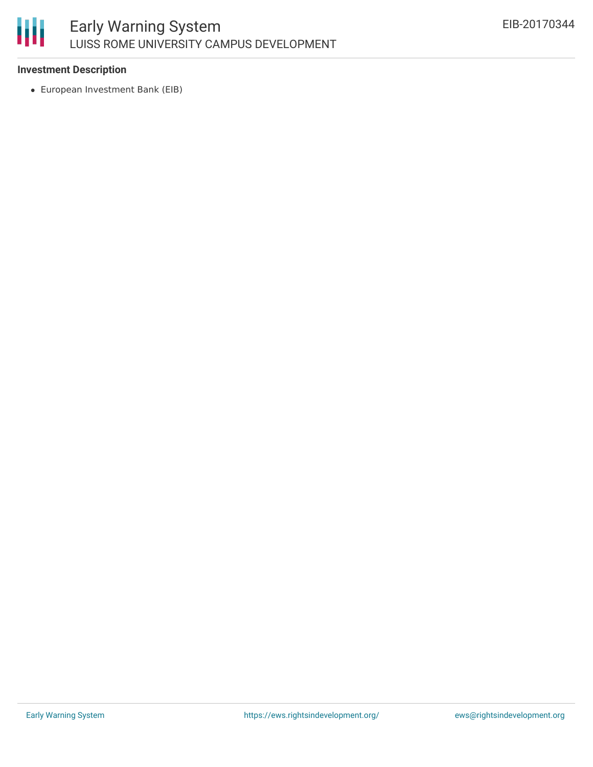### Investment Description

- European Investment Bank (EIB)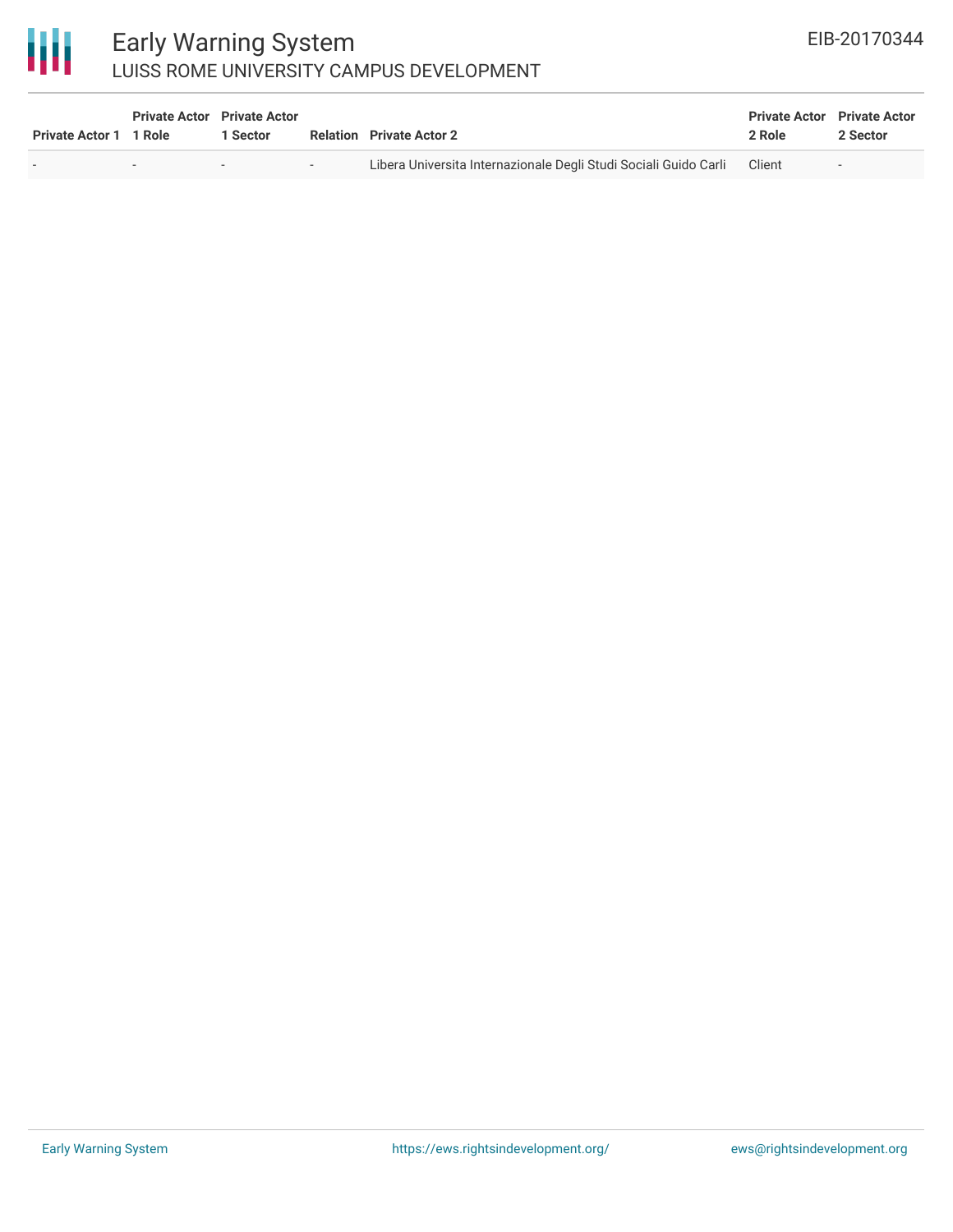| Private Actor 1 | Private Actor 1 Role | Private Actor 1 Sector | Relation | Private Actor 2 | Private Actor 2 Role | Private Actor 2 Sector |
|---|---|---|---|---|---|---|
| - | - | - | - | Libera Universita Internazionale Degli Studi Sociali Guido Carli | Client | - |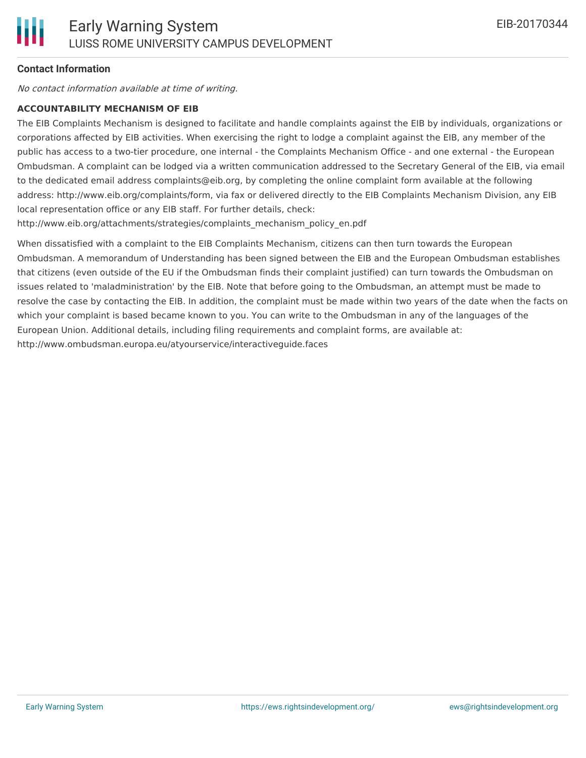**Contact Information**

*No contact information available at time of writing.*

**ACCOUNTABILITY MECHANISM OF EIB**

The EIB Complaints Mechanism is designed to facilitate and handle complaints against the EIB by individuals, organizations or corporations affected by EIB activities. When exercising the right to lodge a complaint against the EIB, any member of the public has access to a two-tier procedure, one internal - the Complaints Mechanism Office - and one external - the European Ombudsman. A complaint can be lodged via a written communication addressed to the Secretary General of the EIB, via email to the dedicated email address complaints@eib.org, by completing the online complaint form available at the following address: http://www.eib.org/complaints/form, via fax or delivered directly to the EIB Complaints Mechanism Division, any EIB local representation office or any EIB staff. For further details, check: http://www.eib.org/attachments/strategies/complaints_mechanism_policy_en.pdf

When dissatisfied with a complaint to the EIB Complaints Mechanism, citizens can then turn towards the European Ombudsman. A memorandum of Understanding has been signed between the EIB and the European Ombudsman establishes that citizens (even outside of the EU if the Ombudsman finds their complaint justified) can turn towards the Ombudsman on issues related to 'maladministration' by the EIB. Note that before going to the Ombudsman, an attempt must be made to resolve the case by contacting the EIB. In addition, the complaint must be made within two years of the date when the facts on which your complaint is based became known to you. You can write to the Ombudsman in any of the languages of the European Union. Additional details, including filing requirements and complaint forms, are available at: http://www.ombudsman.europa.eu/atyourservice/interactiveguide.faces